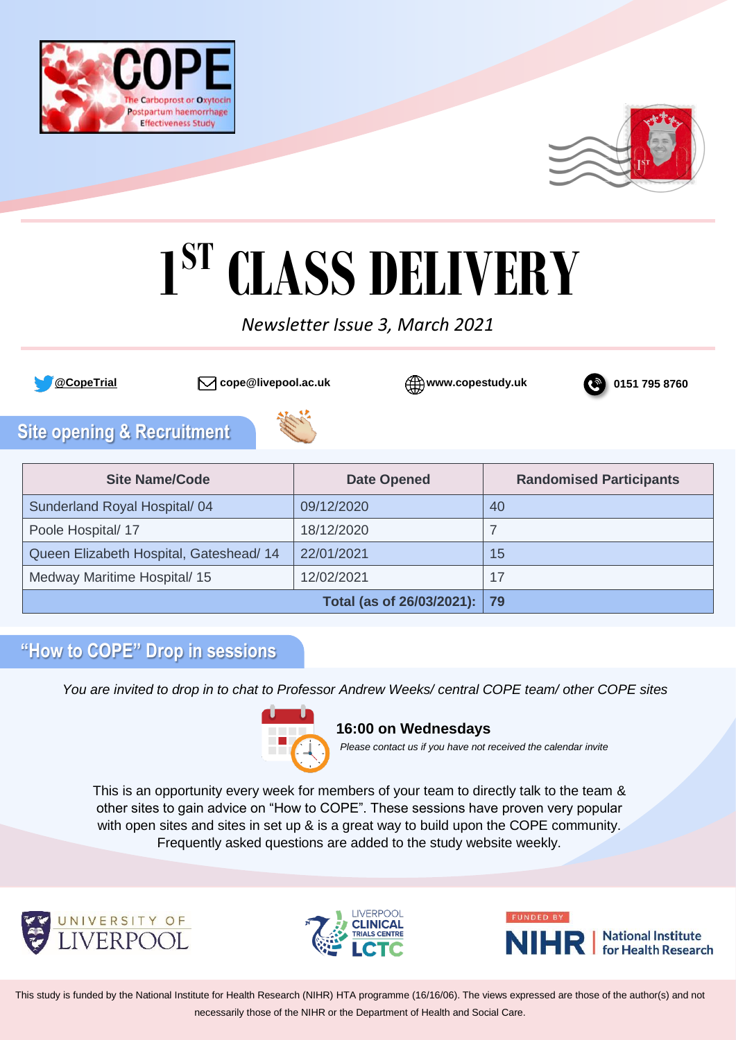COPE
The Carboprost or Oxytocin Postpartum haemorrhage Effectiveness Study

# 1ST CLASS DELIVERY

*Newsletter Issue 3, March 2021*

@CopeTrial | cope@livepool.ac.uk | www.copestudy.uk | 0151 795 8760

## Site opening & Recruitment

| Site Name/Code | Date Opened | Randomised Participants |
|---|---|---|
| Sunderland Royal Hospital/ 04 | 09/12/2020 | 40 |
| Poole Hospital/ 17 | 18/12/2020 | 7 |
| Queen Elizabeth Hospital, Gateshead/ 14 | 22/01/2021 | 15 |
| Medway Maritime Hospital/ 15 | 12/02/2021 | 17 |
| **Total (as of 26/03/2021):** | | **79** |

## "How to COPE" Drop in sessions

*You are invited to drop in to chat to Professor Andrew Weeks/ central COPE team/ other COPE sites*

**16:00 on Wednesdays**

*Please contact us if you have not received the calendar invite*

This is an opportunity every week for members of your team to directly talk to the team & other sites to gain advice on "How to COPE". These sessions have proven very popular with open sites and sites in set up & is a great way to build upon the COPE community. Frequently asked questions are added to the study website weekly.

UNIVERSITY OF LIVERPOOL | LIVERPOOL CLINICAL TRIALS CENTRE LCTC | FUNDED BY NIHR National Institute for Health Research

This study is funded by the National Institute for Health Research (NIHR) HTA programme (16/16/06). The views expressed are those of the author(s) and not necessarily those of the NIHR or the Department of Health and Social Care.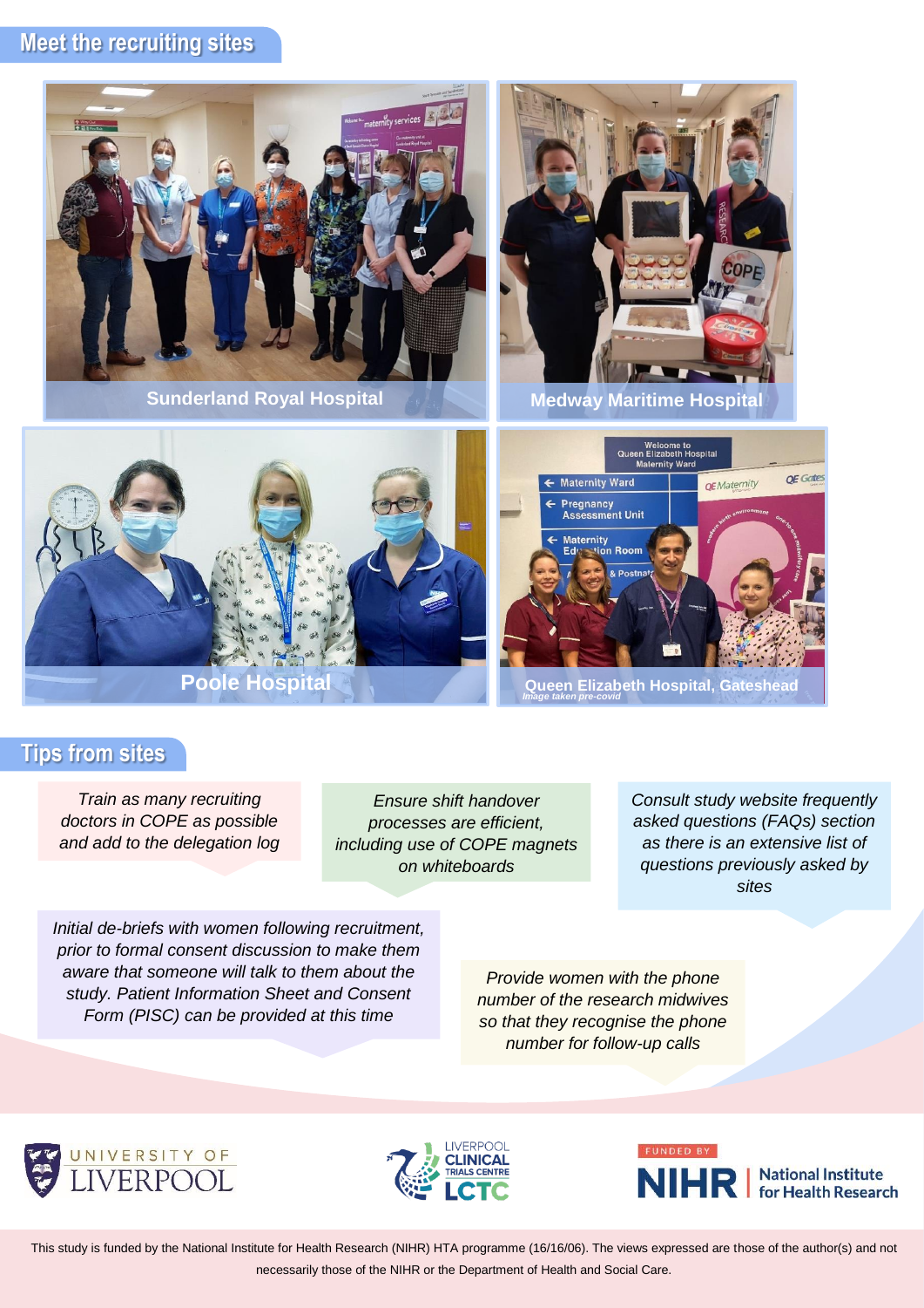## Meet the recruiting sites

Sunderland Royal Hospital

Medway Maritime Hospital

Poole Hospital

Queen Elizabeth Hospital, Gateshead
*Image taken pre-covid*

## Tips from sites

*Train as many recruiting doctors in COPE as possible and add to the delegation log*

*Ensure shift handover processes are efficient, including use of COPE magnets on whiteboards*

*Consult study website frequently asked questions (FAQs) section as there is an extensive list of questions previously asked by sites*

*Initial de-briefs with women following recruitment, prior to formal consent discussion to make them aware that someone will talk to them about the study. Patient Information Sheet and Consent Form (PISC) can be provided at this time*

*Provide women with the phone number of the research midwives so that they recognise the phone number for follow-up calls*

UNIVERSITY OF LIVERPOOL

LIVERPOOL CLINICAL TRIALS CENTRE LCTC

FUNDED BY NIHR | National Institute for Health Research

This study is funded by the National Institute for Health Research (NIHR) HTA programme (16/16/06). The views expressed are those of the author(s) and not necessarily those of the NIHR or the Department of Health and Social Care.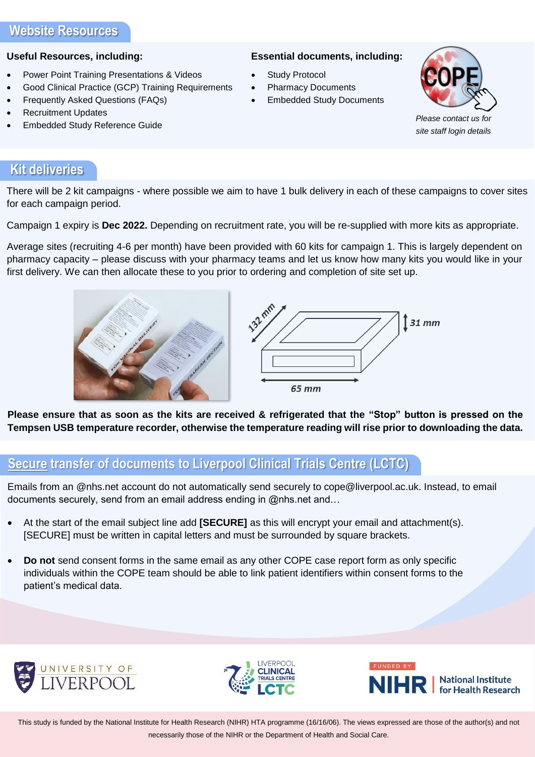## Website Resources

**Useful Resources, including:**

- Power Point Training Presentations & Videos
- Good Clinical Practice (GCP) Training Requirements
- Frequently Asked Questions (FAQs)
- Recruitment Updates
- Embedded Study Reference Guide

**Essential documents, including:**

- Study Protocol
- Pharmacy Documents
- Embedded Study Documents

*Please contact us for site staff login details*

## Kit deliveries

There will be 2 kit campaigns - where possible we aim to have 1 bulk delivery in each of these campaigns to cover sites for each campaign period.

Campaign 1 expiry is **Dec 2022.** Depending on recruitment rate, you will be re-supplied with more kits as appropriate.

Average sites (recruiting 4-6 per month) have been provided with 60 kits for campaign 1. This is largely dependent on pharmacy capacity – please discuss with your pharmacy teams and let us know how many kits you would like in your first delivery. We can then allocate these to you prior to ordering and completion of site set up.

132 mm · 31 mm · 65 mm

**Please ensure that as soon as the kits are received & refrigerated that the "Stop" button is pressed on the Tempsen USB temperature recorder, otherwise the temperature reading will rise prior to downloading the data.**

## Secure transfer of documents to Liverpool Clinical Trials Centre (LCTC)

Emails from an @nhs.net account do not automatically send securely to cope@liverpool.ac.uk. Instead, to email documents securely, send from an email address ending in @nhs.net and…

- At the start of the email subject line add **[SECURE]** as this will encrypt your email and attachment(s). [SECURE] must be written in capital letters and must be surrounded by square brackets.
- **Do not** send consent forms in the same email as any other COPE case report form as only specific individuals within the COPE team should be able to link patient identifiers within consent forms to the patient's medical data.

This study is funded by the National Institute for Health Research (NIHR) HTA programme (16/16/06). The views expressed are those of the author(s) and not necessarily those of the NIHR or the Department of Health and Social Care.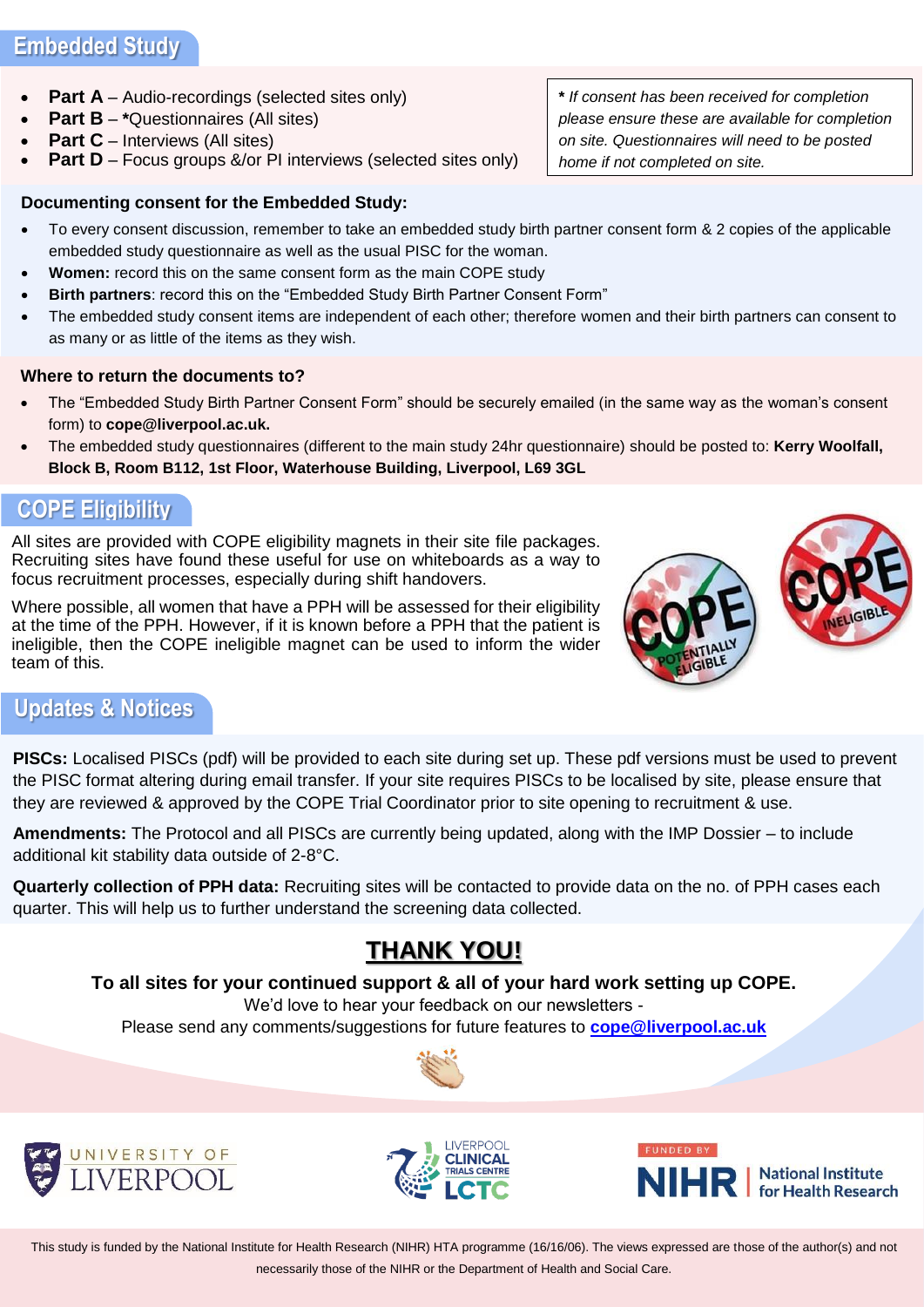## Embedded Study

- **Part A** – Audio-recordings (selected sites only)
- **Part B** – ***Questionnaires (All sites)
- **Part C** – Interviews (All sites)
- **Part D** – Focus groups &/or PI interviews (selected sites only)

*** *If consent has been received for completion please ensure these are available for completion on site. Questionnaires will need to be posted home if not completed on site.***

**Documenting consent for the Embedded Study:**

- To every consent discussion, remember to take an embedded study birth partner consent form & 2 copies of the applicable embedded study questionnaire as well as the usual PISC for the woman.
- **Women:** record this on the same consent form as the main COPE study
- **Birth partners**: record this on the "Embedded Study Birth Partner Consent Form"
- The embedded study consent items are independent of each other; therefore women and their birth partners can consent to as many or as little of the items as they wish.

**Where to return the documents to?**

- The "Embedded Study Birth Partner Consent Form" should be securely emailed (in the same way as the woman's consent form) to **cope@liverpool.ac.uk.**
- The embedded study questionnaires (different to the main study 24hr questionnaire) should be posted to: **Kerry Woolfall, Block B, Room B112, 1st Floor, Waterhouse Building, Liverpool, L69 3GL**

## COPE Eligibility

All sites are provided with COPE eligibility magnets in their site file packages. Recruiting sites have found these useful for use on whiteboards as a way to focus recruitment processes, especially during shift handovers.

Where possible, all women that have a PPH will be assessed for their eligibility at the time of the PPH. However, if it is known before a PPH that the patient is ineligible, then the COPE ineligible magnet can be used to inform the wider team of this.

## Updates & Notices

**PISCs:** Localised PISCs (pdf) will be provided to each site during set up. These pdf versions must be used to prevent the PISC format altering during email transfer. If your site requires PISCs to be localised by site, please ensure that they are reviewed & approved by the COPE Trial Coordinator prior to site opening to recruitment & use.

**Amendments:** The Protocol and all PISCs are currently being updated, along with the IMP Dossier – to include additional kit stability data outside of 2-8°C.

**Quarterly collection of PPH data:** Recruiting sites will be contacted to provide data on the no. of PPH cases each quarter. This will help us to further understand the screening data collected.

## THANK YOU!

**To all sites for your continued support & all of your hard work setting up COPE.**

We'd love to hear your feedback on our newsletters -

Please send any comments/suggestions for future features to **cope@liverpool.ac.uk**

This study is funded by the National Institute for Health Research (NIHR) HTA programme (16/16/06). The views expressed are those of the author(s) and not necessarily those of the NIHR or the Department of Health and Social Care.